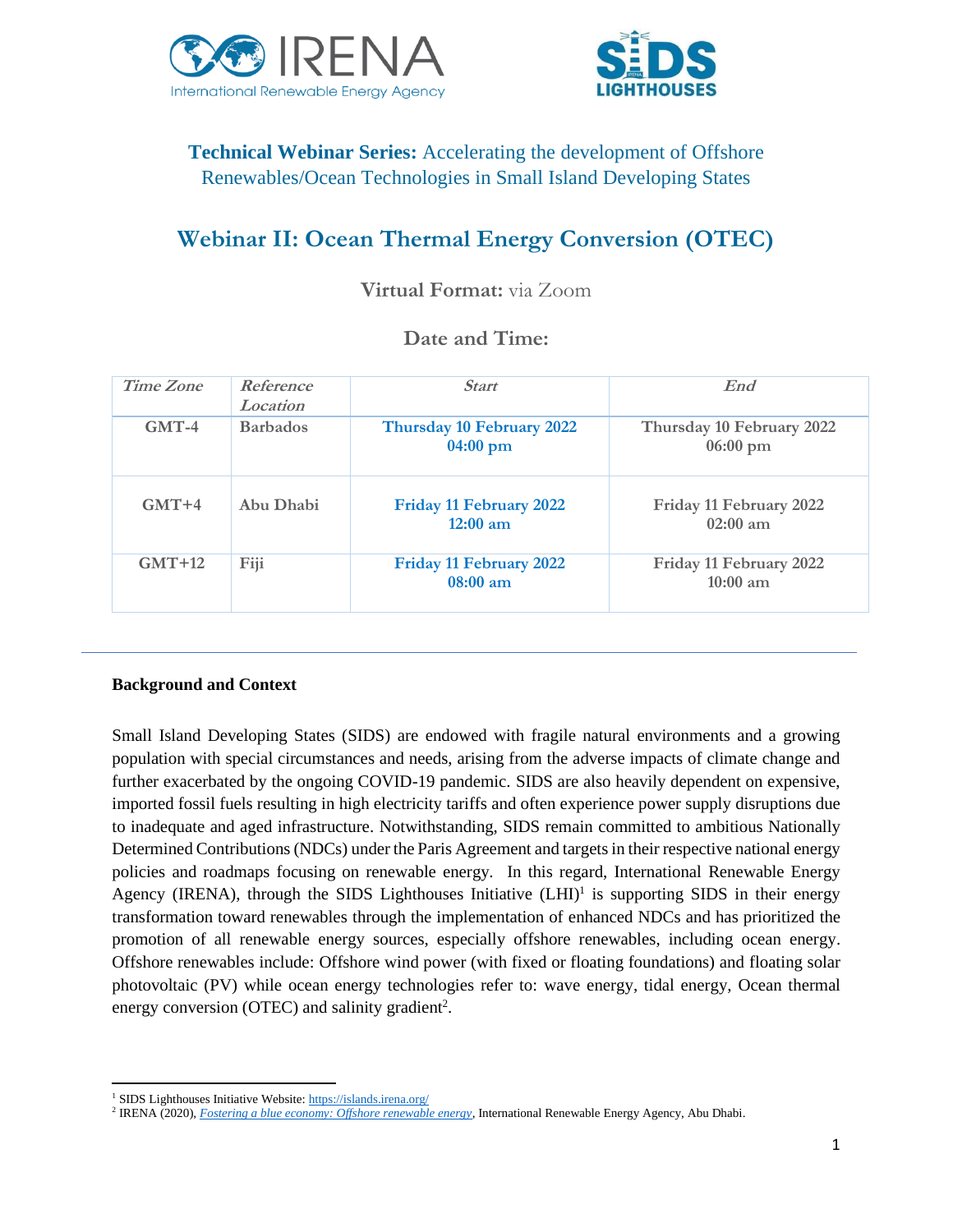**Technical Webinar Series:** Accelerating the development of Offshore Renewables/Ocean Technologies in Small Island Developing States

# Webinar II: Ocean Thermal Energy Conversion (OTEC)

**Virtual Format:** via Zoom

## Date and Time:

| *Time Zone* | *Reference Location* | *Start* | *End* |
|---|---|---|---|
| **GMT-4** | **Barbados** | **Thursday 10 February 2022 04:00 pm** | **Thursday 10 February 2022 06:00 pm** |
| **GMT+4** | **Abu Dhabi** | **Friday 11 February 2022 12:00 am** | **Friday 11 February 2022 02:00 am** |
| **GMT+12** | **Fiji** | **Friday 11 February 2022 08:00 am** | **Friday 11 February 2022 10:00 am** |

---

**Background and Context**

Small Island Developing States (SIDS) are endowed with fragile natural environments and a growing population with special circumstances and needs, arising from the adverse impacts of climate change and further exacerbated by the ongoing COVID-19 pandemic. SIDS are also heavily dependent on expensive, imported fossil fuels resulting in high electricity tariffs and often experience power supply disruptions due to inadequate and aged infrastructure. Notwithstanding, SIDS remain committed to ambitious Nationally Determined Contributions (NDCs) under the Paris Agreement and targets in their respective national energy policies and roadmaps focusing on renewable energy. In this regard, International Renewable Energy Agency (IRENA), through the SIDS Lighthouses Initiative (LHI)[1] is supporting SIDS in their energy transformation toward renewables through the implementation of enhanced NDCs and has prioritized the promotion of all renewable energy sources, especially offshore renewables, including ocean energy. Offshore renewables include: Offshore wind power (with fixed or floating foundations) and floating solar photovoltaic (PV) while ocean energy technologies refer to: wave energy, tidal energy, Ocean thermal energy conversion (OTEC) and salinity gradient[2].

---

[1] SIDS Lighthouses Initiative Website: https://islands.irena.org/

[2] IRENA (2020), *Fostering a blue economy: Offshore renewable energy*, International Renewable Energy Agency, Abu Dhabi.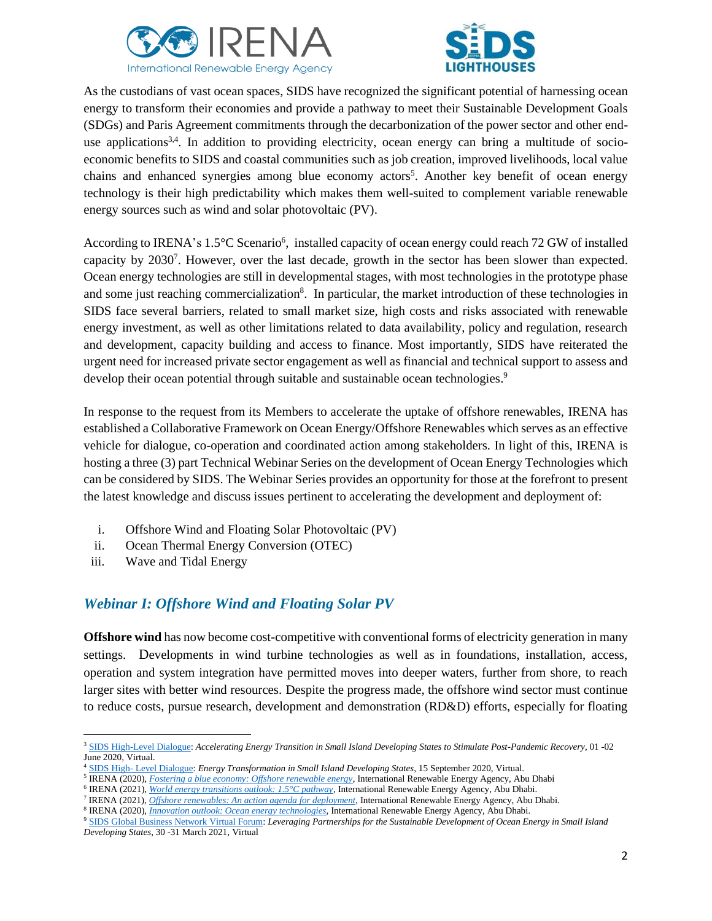As the custodians of vast ocean spaces, SIDS have recognized the significant potential of harnessing ocean energy to transform their economies and provide a pathway to meet their Sustainable Development Goals (SDGs) and Paris Agreement commitments through the decarbonization of the power sector and other end-use applications[3,4]. In addition to providing electricity, ocean energy can bring a multitude of socio-economic benefits to SIDS and coastal communities such as job creation, improved livelihoods, local value chains and enhanced synergies among blue economy actors[5]. Another key benefit of ocean energy technology is their high predictability which makes them well-suited to complement variable renewable energy sources such as wind and solar photovoltaic (PV).

According to IRENA's 1.5°C Scenario[6], installed capacity of ocean energy could reach 72 GW of installed capacity by 2030[7]. However, over the last decade, growth in the sector has been slower than expected. Ocean energy technologies are still in developmental stages, with most technologies in the prototype phase and some just reaching commercialization[8]. In particular, the market introduction of these technologies in SIDS face several barriers, related to small market size, high costs and risks associated with renewable energy investment, as well as other limitations related to data availability, policy and regulation, research and development, capacity building and access to finance. Most importantly, SIDS have reiterated the urgent need for increased private sector engagement as well as financial and technical support to assess and develop their ocean potential through suitable and sustainable ocean technologies.[9]

In response to the request from its Members to accelerate the uptake of offshore renewables, IRENA has established a Collaborative Framework on Ocean Energy/Offshore Renewables which serves as an effective vehicle for dialogue, co-operation and coordinated action among stakeholders. In light of this, IRENA is hosting a three (3) part Technical Webinar Series on the development of Ocean Energy Technologies which can be considered by SIDS. The Webinar Series provides an opportunity for those at the forefront to present the latest knowledge and discuss issues pertinent to accelerating the development and deployment of:

i. Offshore Wind and Floating Solar Photovoltaic (PV)
ii. Ocean Thermal Energy Conversion (OTEC)
iii. Wave and Tidal Energy

## *Webinar I: Offshore Wind and Floating Solar PV*

**Offshore wind** has now become cost-competitive with conventional forms of electricity generation in many settings. Developments in wind turbine technologies as well as in foundations, installation, access, operation and system integration have permitted moves into deeper waters, further from shore, to reach larger sites with better wind resources. Despite the progress made, the offshore wind sector must continue to reduce costs, pursue research, development and demonstration (RD&D) efforts, especially for floating

---

[3] SIDS High-Level Dialogue: *Accelerating Energy Transition in Small Island Developing States to Stimulate Post-Pandemic Recovery*, 01 -02 June 2020, Virtual.

[4] SIDS High- Level Dialogue: *Energy Transformation in Small Island Developing States*, 15 September 2020, Virtual.

[5] IRENA (2020), *Fostering a blue economy: Offshore renewable energy*, International Renewable Energy Agency, Abu Dhabi

[6] IRENA (2021), *World energy transitions outlook: 1.5°C pathway*, International Renewable Energy Agency, Abu Dhabi.

[7] IRENA (2021), *Offshore renewables: An action agenda for deployment*, International Renewable Energy Agency, Abu Dhabi.

[8] IRENA (2020), *Innovation outlook: Ocean energy technologies*, International Renewable Energy Agency, Abu Dhabi.

[9] SIDS Global Business Network Virtual Forum: *Leveraging Partnerships for the Sustainable Development of Ocean Energy in Small Island Developing States*, 30 -31 March 2021, Virtual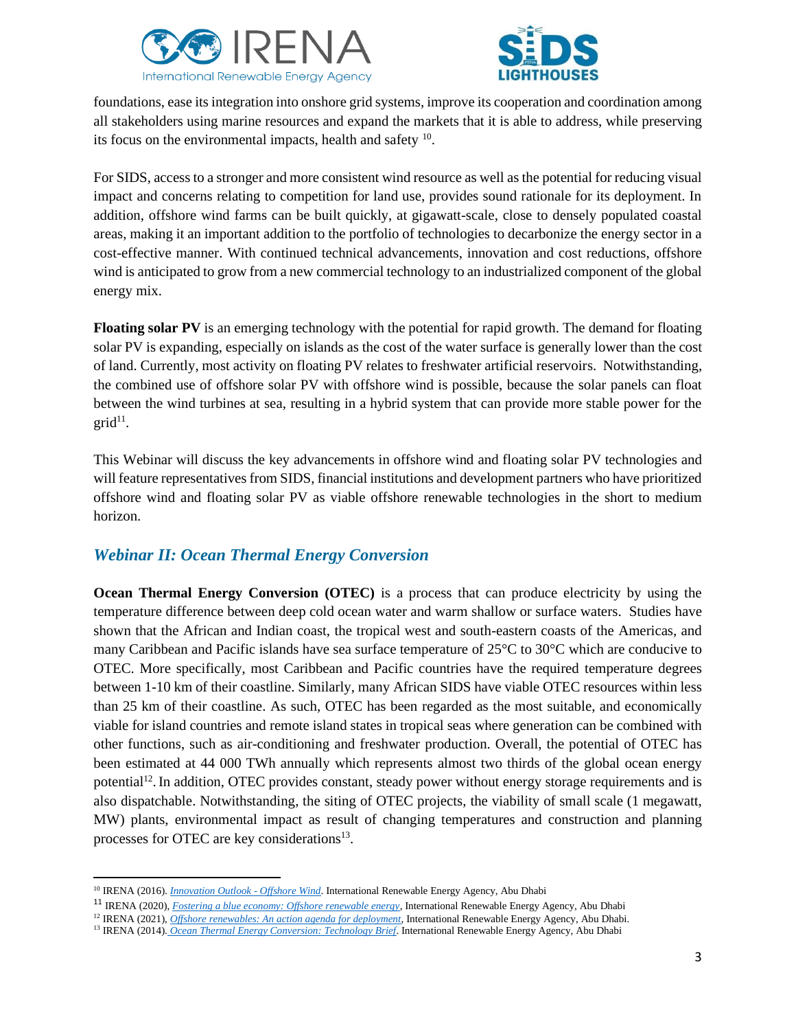foundations, ease its integration into onshore grid systems, improve its cooperation and coordination among all stakeholders using marine resources and expand the markets that it is able to address, while preserving its focus on the environmental impacts, health and safety [10].

For SIDS, access to a stronger and more consistent wind resource as well as the potential for reducing visual impact and concerns relating to competition for land use, provides sound rationale for its deployment. In addition, offshore wind farms can be built quickly, at gigawatt-scale, close to densely populated coastal areas, making it an important addition to the portfolio of technologies to decarbonize the energy sector in a cost-effective manner. With continued technical advancements, innovation and cost reductions, offshore wind is anticipated to grow from a new commercial technology to an industrialized component of the global energy mix.

**Floating solar PV** is an emerging technology with the potential for rapid growth. The demand for floating solar PV is expanding, especially on islands as the cost of the water surface is generally lower than the cost of land. Currently, most activity on floating PV relates to freshwater artificial reservoirs. Notwithstanding, the combined use of offshore solar PV with offshore wind is possible, because the solar panels can float between the wind turbines at sea, resulting in a hybrid system that can provide more stable power for the grid[11].

This Webinar will discuss the key advancements in offshore wind and floating solar PV technologies and will feature representatives from SIDS, financial institutions and development partners who have prioritized offshore wind and floating solar PV as viable offshore renewable technologies in the short to medium horizon.

## *Webinar II: Ocean Thermal Energy Conversion*

**Ocean Thermal Energy Conversion (OTEC)** is a process that can produce electricity by using the temperature difference between deep cold ocean water and warm shallow or surface waters. Studies have shown that the African and Indian coast, the tropical west and south-eastern coasts of the Americas, and many Caribbean and Pacific islands have sea surface temperature of 25°C to 30°C which are conducive to OTEC. More specifically, most Caribbean and Pacific countries have the required temperature degrees between 1-10 km of their coastline. Similarly, many African SIDS have viable OTEC resources within less than 25 km of their coastline. As such, OTEC has been regarded as the most suitable, and economically viable for island countries and remote island states in tropical seas where generation can be combined with other functions, such as air-conditioning and freshwater production. Overall, the potential of OTEC has been estimated at 44 000 TWh annually which represents almost two thirds of the global ocean energy potential[12]. In addition, OTEC provides constant, steady power without energy storage requirements and is also dispatchable. Notwithstanding, the siting of OTEC projects, the viability of small scale (1 megawatt, MW) plants, environmental impact as result of changing temperatures and construction and planning processes for OTEC are key considerations[13].

---

[10] IRENA (2016). *Innovation Outlook - Offshore Wind*. International Renewable Energy Agency, Abu Dhabi

[11] IRENA (2020), *Fostering a blue economy: Offshore renewable energy*, International Renewable Energy Agency, Abu Dhabi

[12] IRENA (2021), *Offshore renewables: An action agenda for deployment*, International Renewable Energy Agency, Abu Dhabi.

[13] IRENA (2014). *Ocean Thermal Energy Conversion: Technology Brief*. International Renewable Energy Agency, Abu Dhabi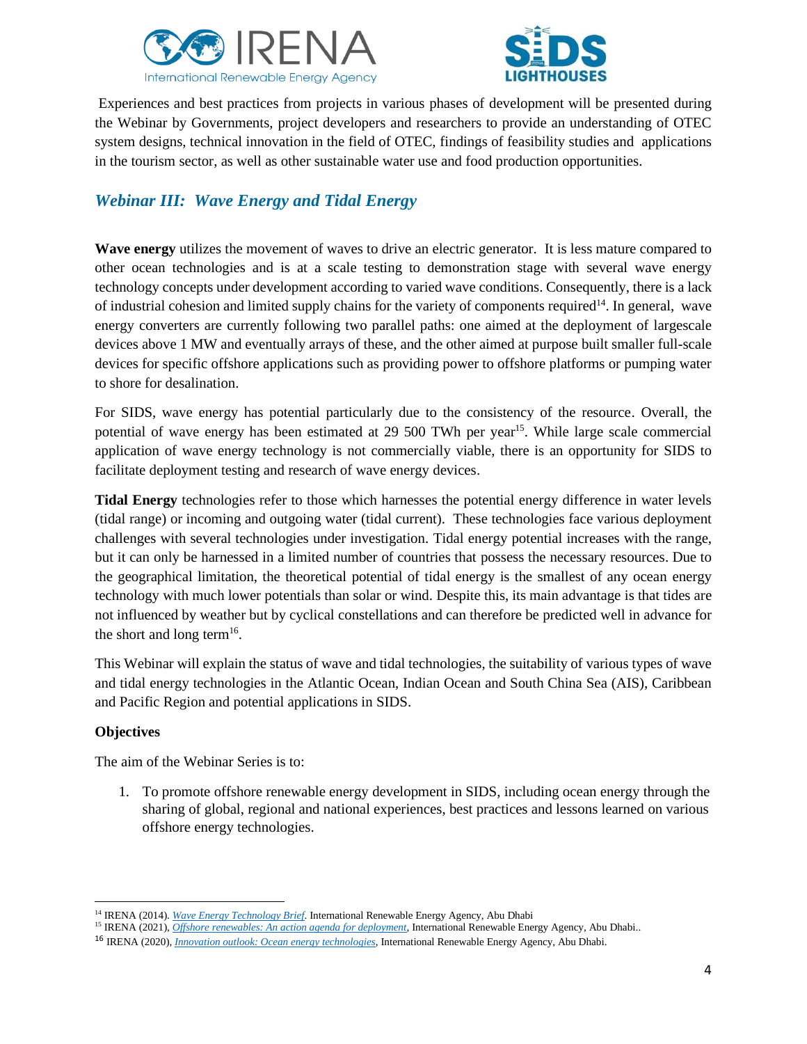Experiences and best practices from projects in various phases of development will be presented during the Webinar by Governments, project developers and researchers to provide an understanding of OTEC system designs, technical innovation in the field of OTEC, findings of feasibility studies and applications in the tourism sector, as well as other sustainable water use and food production opportunities.

## *Webinar III: Wave Energy and Tidal Energy*

**Wave energy** utilizes the movement of waves to drive an electric generator. It is less mature compared to other ocean technologies and is at a scale testing to demonstration stage with several wave energy technology concepts under development according to varied wave conditions. Consequently, there is a lack of industrial cohesion and limited supply chains for the variety of components required[14]. In general, wave energy converters are currently following two parallel paths: one aimed at the deployment of largescale devices above 1 MW and eventually arrays of these, and the other aimed at purpose built smaller full-scale devices for specific offshore applications such as providing power to offshore platforms or pumping water to shore for desalination.

For SIDS, wave energy has potential particularly due to the consistency of the resource. Overall, the potential of wave energy has been estimated at 29 500 TWh per year[15]. While large scale commercial application of wave energy technology is not commercially viable, there is an opportunity for SIDS to facilitate deployment testing and research of wave energy devices.

**Tidal Energy** technologies refer to those which harnesses the potential energy difference in water levels (tidal range) or incoming and outgoing water (tidal current). These technologies face various deployment challenges with several technologies under investigation. Tidal energy potential increases with the range, but it can only be harnessed in a limited number of countries that possess the necessary resources. Due to the geographical limitation, the theoretical potential of tidal energy is the smallest of any ocean energy technology with much lower potentials than solar or wind. Despite this, its main advantage is that tides are not influenced by weather but by cyclical constellations and can therefore be predicted well in advance for the short and long term[16].

This Webinar will explain the status of wave and tidal technologies, the suitability of various types of wave and tidal energy technologies in the Atlantic Ocean, Indian Ocean and South China Sea (AIS), Caribbean and Pacific Region and potential applications in SIDS.

**Objectives**

The aim of the Webinar Series is to:

1. To promote offshore renewable energy development in SIDS, including ocean energy through the sharing of global, regional and national experiences, best practices and lessons learned on various offshore energy technologies.

---

[14] IRENA (2014). *Wave Energy Technology Brief*. International Renewable Energy Agency, Abu Dhabi

[15] IRENA (2021), *Offshore renewables: An action agenda for deployment*, International Renewable Energy Agency, Abu Dhabi..

[16] IRENA (2020), *Innovation outlook: Ocean energy technologies*, International Renewable Energy Agency, Abu Dhabi.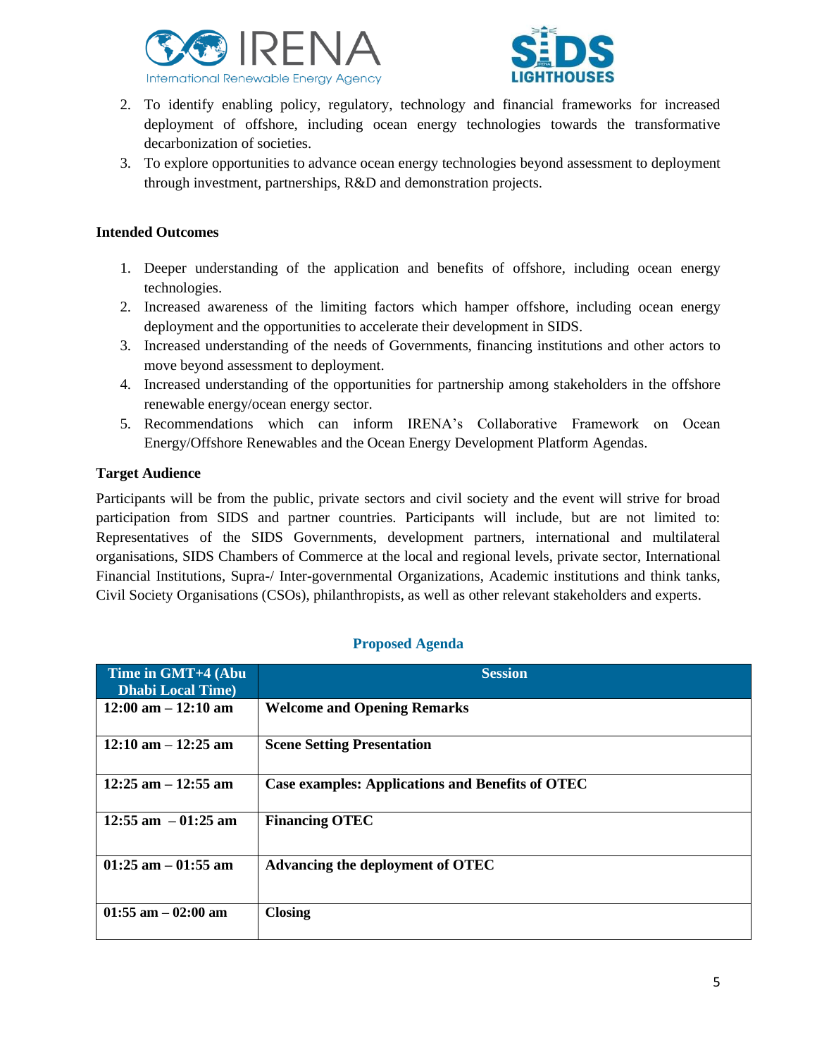2. To identify enabling policy, regulatory, technology and financial frameworks for increased deployment of offshore, including ocean energy technologies towards the transformative decarbonization of societies.
3. To explore opportunities to advance ocean energy technologies beyond assessment to deployment through investment, partnerships, R&D and demonstration projects.

**Intended Outcomes**

1. Deeper understanding of the application and benefits of offshore, including ocean energy technologies.
2. Increased awareness of the limiting factors which hamper offshore, including ocean energy deployment and the opportunities to accelerate their development in SIDS.
3. Increased understanding of the needs of Governments, financing institutions and other actors to move beyond assessment to deployment.
4. Increased understanding of the opportunities for partnership among stakeholders in the offshore renewable energy/ocean energy sector.
5. Recommendations which can inform IRENA's Collaborative Framework on Ocean Energy/Offshore Renewables and the Ocean Energy Development Platform Agendas.

**Target Audience**

Participants will be from the public, private sectors and civil society and the event will strive for broad participation from SIDS and partner countries. Participants will include, but are not limited to: Representatives of the SIDS Governments, development partners, international and multilateral organisations, SIDS Chambers of Commerce at the local and regional levels, private sector, International Financial Institutions, Supra-/ Inter-governmental Organizations, Academic institutions and think tanks, Civil Society Organisations (CSOs), philanthropists, as well as other relevant stakeholders and experts.

## Proposed Agenda

| Time in GMT+4 (Abu Dhabi Local Time) | Session |
|---|---|
| **12:00 am – 12:10 am** | **Welcome and Opening Remarks** |
| **12:10 am – 12:25 am** | **Scene Setting Presentation** |
| **12:25 am – 12:55 am** | **Case examples: Applications and Benefits of OTEC** |
| **12:55 am – 01:25 am** | **Financing OTEC** |
| **01:25 am – 01:55 am** | **Advancing the deployment of OTEC** |
| **01:55 am – 02:00 am** | **Closing** |